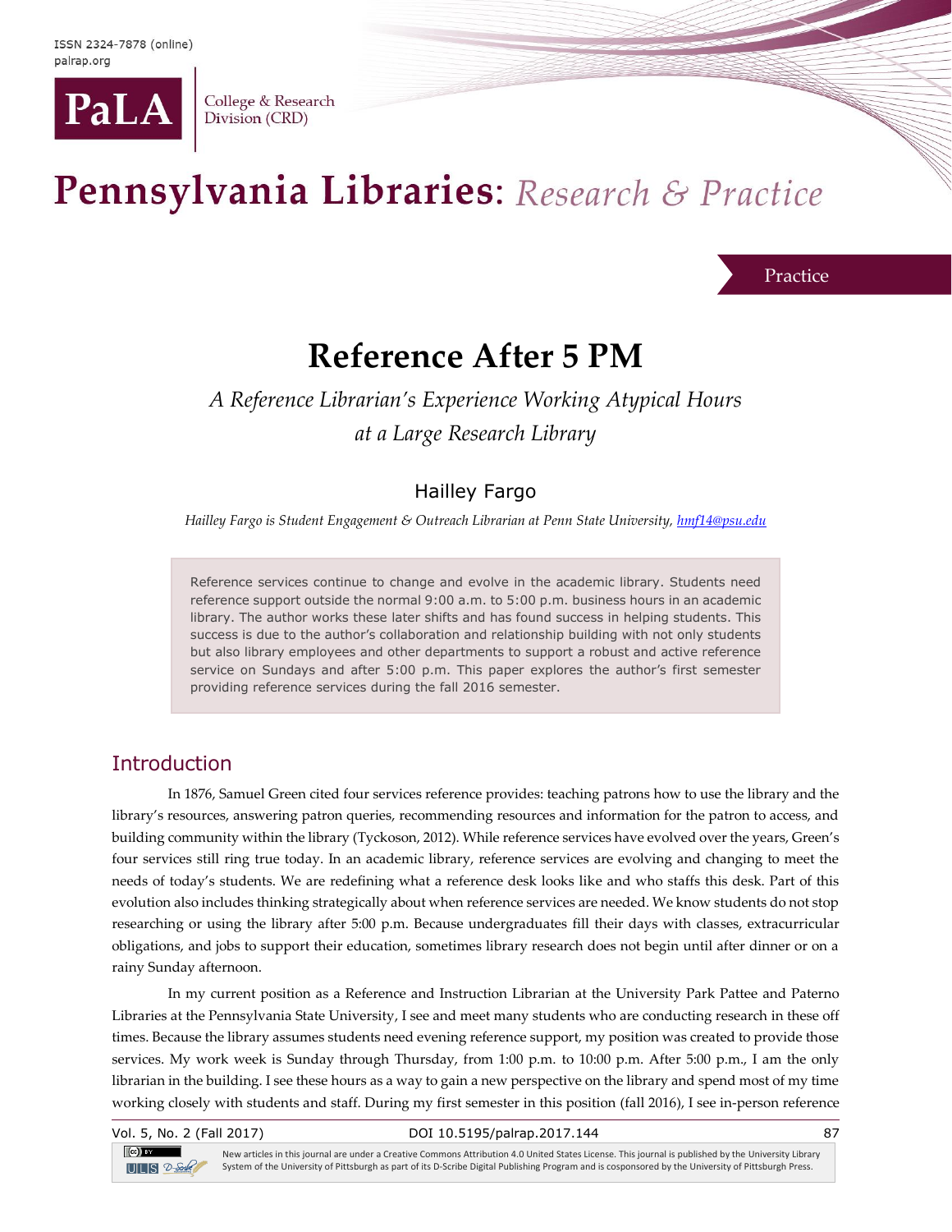ISSN 2324-7878 (online)
palrap.org

PaLA College & Research Division (CRD)

Pennsylvania Libraries: *Research & Practice*

Practice

# Reference After 5 PM

*A Reference Librarian's Experience Working Atypical Hours at a Large Research Library*

Hailley Fargo

*Hailley Fargo is Student Engagement & Outreach Librarian at Penn State University, hmf14@psu.edu*

> Reference services continue to change and evolve in the academic library. Students need reference support outside the normal 9:00 a.m. to 5:00 p.m. business hours in an academic library. The author works these later shifts and has found success in helping students. This success is due to the author's collaboration and relationship building with not only students but also library employees and other departments to support a robust and active reference service on Sundays and after 5:00 p.m. This paper explores the author's first semester providing reference services during the fall 2016 semester.

## Introduction

In 1876, Samuel Green cited four services reference provides: teaching patrons how to use the library and the library's resources, answering patron queries, recommending resources and information for the patron to access, and building community within the library (Tyckoson, 2012). While reference services have evolved over the years, Green's four services still ring true today. In an academic library, reference services are evolving and changing to meet the needs of today's students. We are redefining what a reference desk looks like and who staffs this desk. Part of this evolution also includes thinking strategically about when reference services are needed. We know students do not stop researching or using the library after 5:00 p.m. Because undergraduates fill their days with classes, extracurricular obligations, and jobs to support their education, sometimes library research does not begin until after dinner or on a rainy Sunday afternoon.

In my current position as a Reference and Instruction Librarian at the University Park Pattee and Paterno Libraries at the Pennsylvania State University, I see and meet many students who are conducting research in these off times. Because the library assumes students need evening reference support, my position was created to provide those services. My work week is Sunday through Thursday, from 1:00 p.m. to 10:00 p.m. After 5:00 p.m., I am the only librarian in the building. I see these hours as a way to gain a new perspective on the library and spend most of my time working closely with students and staff. During my first semester in this position (fall 2016), I see in-person reference

New articles in this journal are under a Creative Commons Attribution 4.0 United States License. This journal is published by the University Library System of the University of Pittsburgh as part of its D-Scribe Digital Publishing Program and is cosponsored by the University of Pittsburgh Press.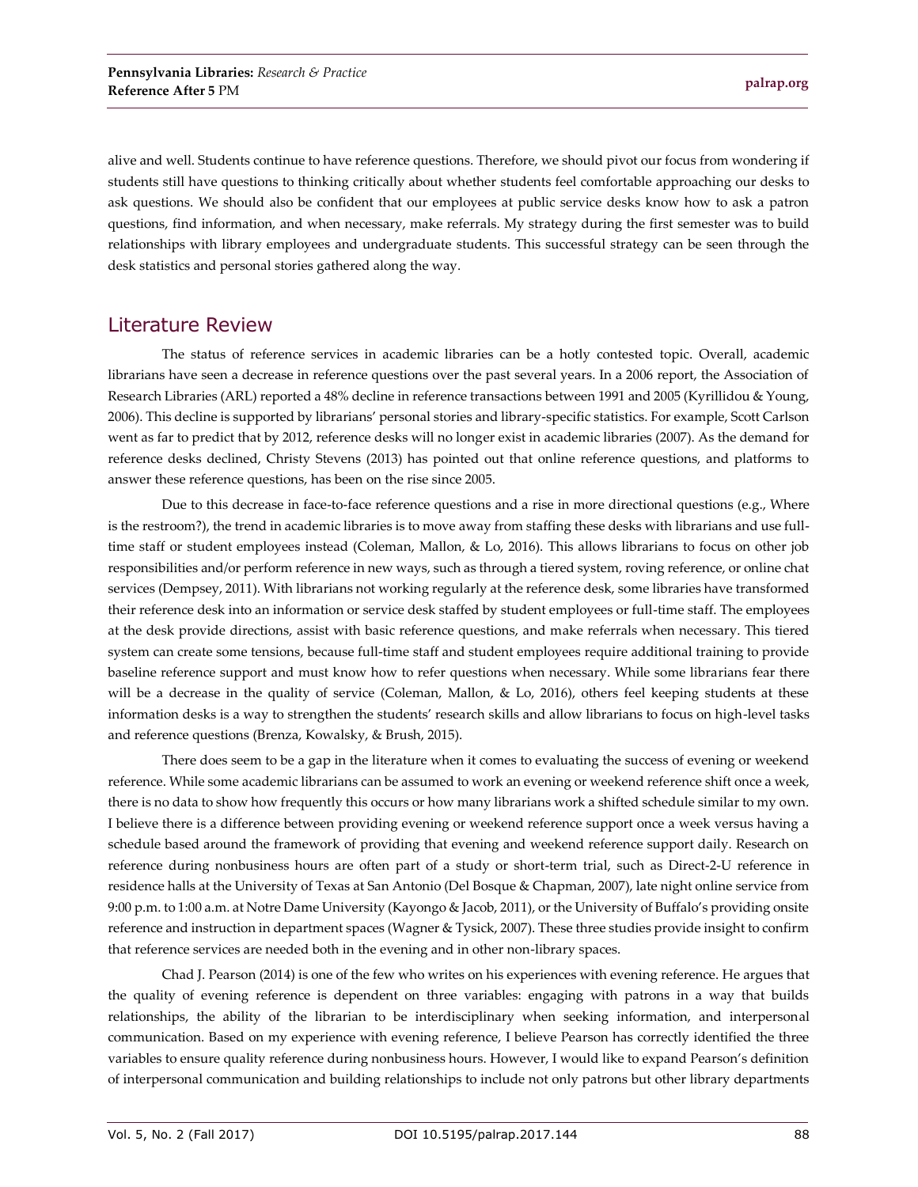alive and well. Students continue to have reference questions. Therefore, we should pivot our focus from wondering if students still have questions to thinking critically about whether students feel comfortable approaching our desks to ask questions. We should also be confident that our employees at public service desks know how to ask a patron questions, find information, and when necessary, make referrals. My strategy during the first semester was to build relationships with library employees and undergraduate students. This successful strategy can be seen through the desk statistics and personal stories gathered along the way.

## Literature Review

The status of reference services in academic libraries can be a hotly contested topic. Overall, academic librarians have seen a decrease in reference questions over the past several years. In a 2006 report, the Association of Research Libraries (ARL) reported a 48% decline in reference transactions between 1991 and 2005 (Kyrillidou & Young, 2006). This decline is supported by librarians' personal stories and library-specific statistics. For example, Scott Carlson went as far to predict that by 2012, reference desks will no longer exist in academic libraries (2007). As the demand for reference desks declined, Christy Stevens (2013) has pointed out that online reference questions, and platforms to answer these reference questions, has been on the rise since 2005.

Due to this decrease in face-to-face reference questions and a rise in more directional questions (e.g., Where is the restroom?), the trend in academic libraries is to move away from staffing these desks with librarians and use full-time staff or student employees instead (Coleman, Mallon, & Lo, 2016). This allows librarians to focus on other job responsibilities and/or perform reference in new ways, such as through a tiered system, roving reference, or online chat services (Dempsey, 2011). With librarians not working regularly at the reference desk, some libraries have transformed their reference desk into an information or service desk staffed by student employees or full-time staff. The employees at the desk provide directions, assist with basic reference questions, and make referrals when necessary. This tiered system can create some tensions, because full-time staff and student employees require additional training to provide baseline reference support and must know how to refer questions when necessary. While some librarians fear there will be a decrease in the quality of service (Coleman, Mallon, & Lo, 2016), others feel keeping students at these information desks is a way to strengthen the students' research skills and allow librarians to focus on high-level tasks and reference questions (Brenza, Kowalsky, & Brush, 2015).

There does seem to be a gap in the literature when it comes to evaluating the success of evening or weekend reference. While some academic librarians can be assumed to work an evening or weekend reference shift once a week, there is no data to show how frequently this occurs or how many librarians work a shifted schedule similar to my own. I believe there is a difference between providing evening or weekend reference support once a week versus having a schedule based around the framework of providing that evening and weekend reference support daily. Research on reference during nonbusiness hours are often part of a study or short-term trial, such as Direct-2-U reference in residence halls at the University of Texas at San Antonio (Del Bosque & Chapman, 2007), late night online service from 9:00 p.m. to 1:00 a.m. at Notre Dame University (Kayongo & Jacob, 2011), or the University of Buffalo's providing onsite reference and instruction in department spaces (Wagner & Tysick, 2007). These three studies provide insight to confirm that reference services are needed both in the evening and in other non-library spaces.

Chad J. Pearson (2014) is one of the few who writes on his experiences with evening reference. He argues that the quality of evening reference is dependent on three variables: engaging with patrons in a way that builds relationships, the ability of the librarian to be interdisciplinary when seeking information, and interpersonal communication. Based on my experience with evening reference, I believe Pearson has correctly identified the three variables to ensure quality reference during nonbusiness hours. However, I would like to expand Pearson's definition of interpersonal communication and building relationships to include not only patrons but other library departments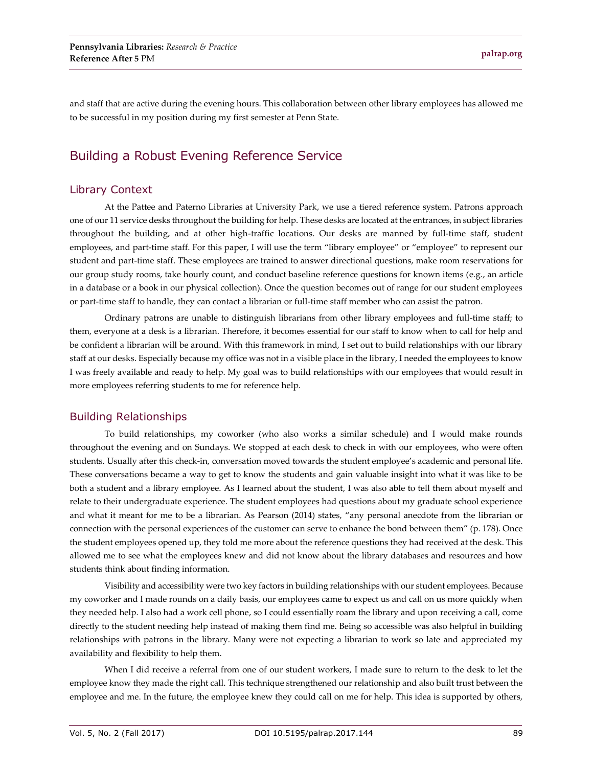and staff that are active during the evening hours. This collaboration between other library employees has allowed me to be successful in my position during my first semester at Penn State.

## Building a Robust Evening Reference Service

### Library Context

At the Pattee and Paterno Libraries at University Park, we use a tiered reference system. Patrons approach one of our 11 service desks throughout the building for help. These desks are located at the entrances, in subject libraries throughout the building, and at other high-traffic locations. Our desks are manned by full-time staff, student employees, and part-time staff. For this paper, I will use the term "library employee" or "employee" to represent our student and part-time staff. These employees are trained to answer directional questions, make room reservations for our group study rooms, take hourly count, and conduct baseline reference questions for known items (e.g., an article in a database or a book in our physical collection). Once the question becomes out of range for our student employees or part-time staff to handle, they can contact a librarian or full-time staff member who can assist the patron.

Ordinary patrons are unable to distinguish librarians from other library employees and full-time staff; to them, everyone at a desk is a librarian. Therefore, it becomes essential for our staff to know when to call for help and be confident a librarian will be around. With this framework in mind, I set out to build relationships with our library staff at our desks. Especially because my office was not in a visible place in the library, I needed the employees to know I was freely available and ready to help. My goal was to build relationships with our employees that would result in more employees referring students to me for reference help.

### Building Relationships

To build relationships, my coworker (who also works a similar schedule) and I would make rounds throughout the evening and on Sundays. We stopped at each desk to check in with our employees, who were often students. Usually after this check-in, conversation moved towards the student employee's academic and personal life. These conversations became a way to get to know the students and gain valuable insight into what it was like to be both a student and a library employee. As I learned about the student, I was also able to tell them about myself and relate to their undergraduate experience. The student employees had questions about my graduate school experience and what it meant for me to be a librarian. As Pearson (2014) states, "any personal anecdote from the librarian or connection with the personal experiences of the customer can serve to enhance the bond between them" (p. 178). Once the student employees opened up, they told me more about the reference questions they had received at the desk. This allowed me to see what the employees knew and did not know about the library databases and resources and how students think about finding information.

Visibility and accessibility were two key factors in building relationships with our student employees. Because my coworker and I made rounds on a daily basis, our employees came to expect us and call on us more quickly when they needed help. I also had a work cell phone, so I could essentially roam the library and upon receiving a call, come directly to the student needing help instead of making them find me. Being so accessible was also helpful in building relationships with patrons in the library. Many were not expecting a librarian to work so late and appreciated my availability and flexibility to help them.

When I did receive a referral from one of our student workers, I made sure to return to the desk to let the employee know they made the right call. This technique strengthened our relationship and also built trust between the employee and me. In the future, the employee knew they could call on me for help. This idea is supported by others,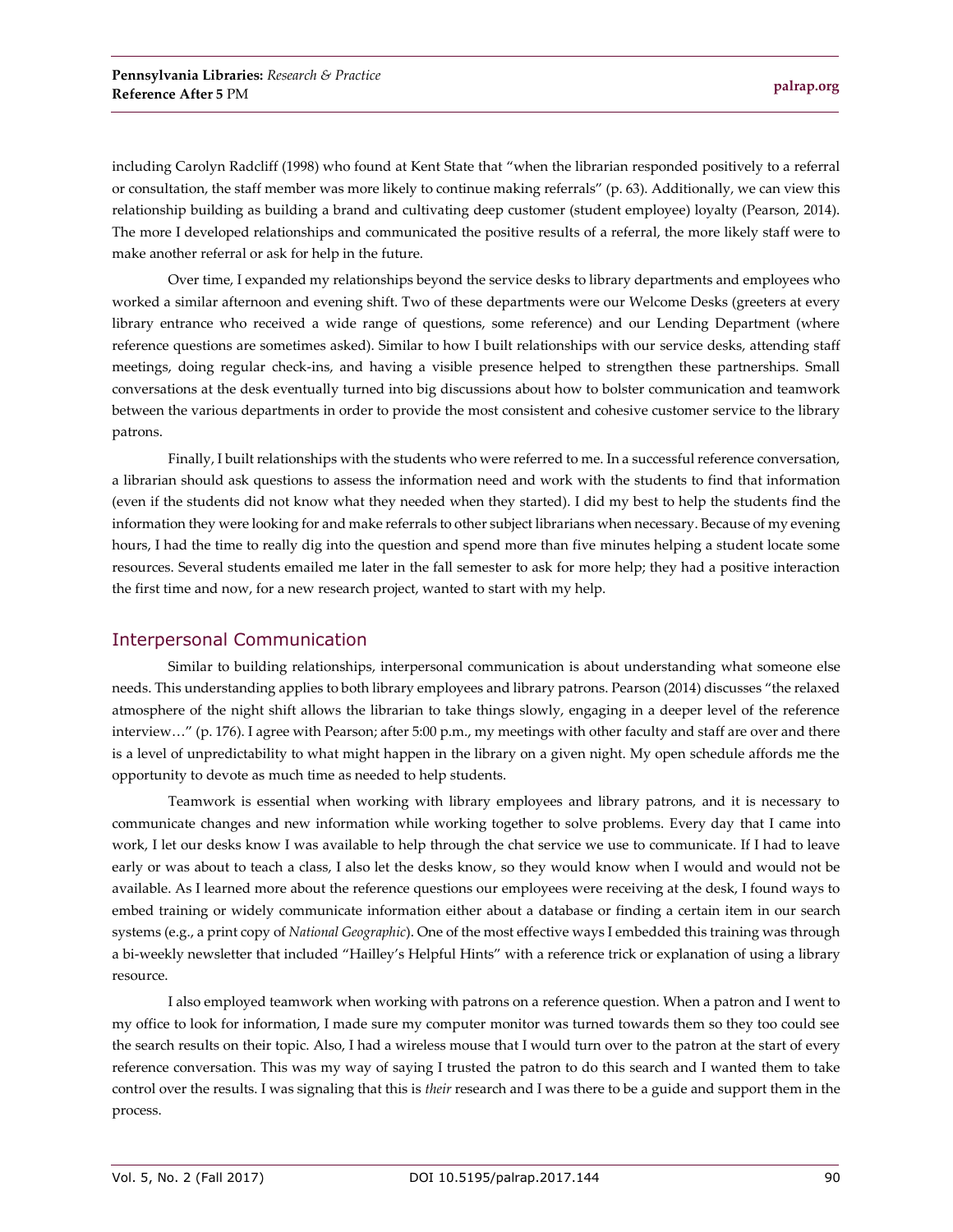including Carolyn Radcliff (1998) who found at Kent State that "when the librarian responded positively to a referral or consultation, the staff member was more likely to continue making referrals" (p. 63). Additionally, we can view this relationship building as building a brand and cultivating deep customer (student employee) loyalty (Pearson, 2014). The more I developed relationships and communicated the positive results of a referral, the more likely staff were to make another referral or ask for help in the future.

Over time, I expanded my relationships beyond the service desks to library departments and employees who worked a similar afternoon and evening shift. Two of these departments were our Welcome Desks (greeters at every library entrance who received a wide range of questions, some reference) and our Lending Department (where reference questions are sometimes asked). Similar to how I built relationships with our service desks, attending staff meetings, doing regular check-ins, and having a visible presence helped to strengthen these partnerships. Small conversations at the desk eventually turned into big discussions about how to bolster communication and teamwork between the various departments in order to provide the most consistent and cohesive customer service to the library patrons.

Finally, I built relationships with the students who were referred to me. In a successful reference conversation, a librarian should ask questions to assess the information need and work with the students to find that information (even if the students did not know what they needed when they started). I did my best to help the students find the information they were looking for and make referrals to other subject librarians when necessary. Because of my evening hours, I had the time to really dig into the question and spend more than five minutes helping a student locate some resources. Several students emailed me later in the fall semester to ask for more help; they had a positive interaction the first time and now, for a new research project, wanted to start with my help.

## Interpersonal Communication

Similar to building relationships, interpersonal communication is about understanding what someone else needs. This understanding applies to both library employees and library patrons. Pearson (2014) discusses "the relaxed atmosphere of the night shift allows the librarian to take things slowly, engaging in a deeper level of the reference interview…" (p. 176). I agree with Pearson; after 5:00 p.m., my meetings with other faculty and staff are over and there is a level of unpredictability to what might happen in the library on a given night. My open schedule affords me the opportunity to devote as much time as needed to help students.

Teamwork is essential when working with library employees and library patrons, and it is necessary to communicate changes and new information while working together to solve problems. Every day that I came into work, I let our desks know I was available to help through the chat service we use to communicate. If I had to leave early or was about to teach a class, I also let the desks know, so they would know when I would and would not be available. As I learned more about the reference questions our employees were receiving at the desk, I found ways to embed training or widely communicate information either about a database or finding a certain item in our search systems (e.g., a print copy of *National Geographic*). One of the most effective ways I embedded this training was through a bi-weekly newsletter that included "Hailley's Helpful Hints" with a reference trick or explanation of using a library resource.

I also employed teamwork when working with patrons on a reference question. When a patron and I went to my office to look for information, I made sure my computer monitor was turned towards them so they too could see the search results on their topic. Also, I had a wireless mouse that I would turn over to the patron at the start of every reference conversation. This was my way of saying I trusted the patron to do this search and I wanted them to take control over the results. I was signaling that this is *their* research and I was there to be a guide and support them in the process.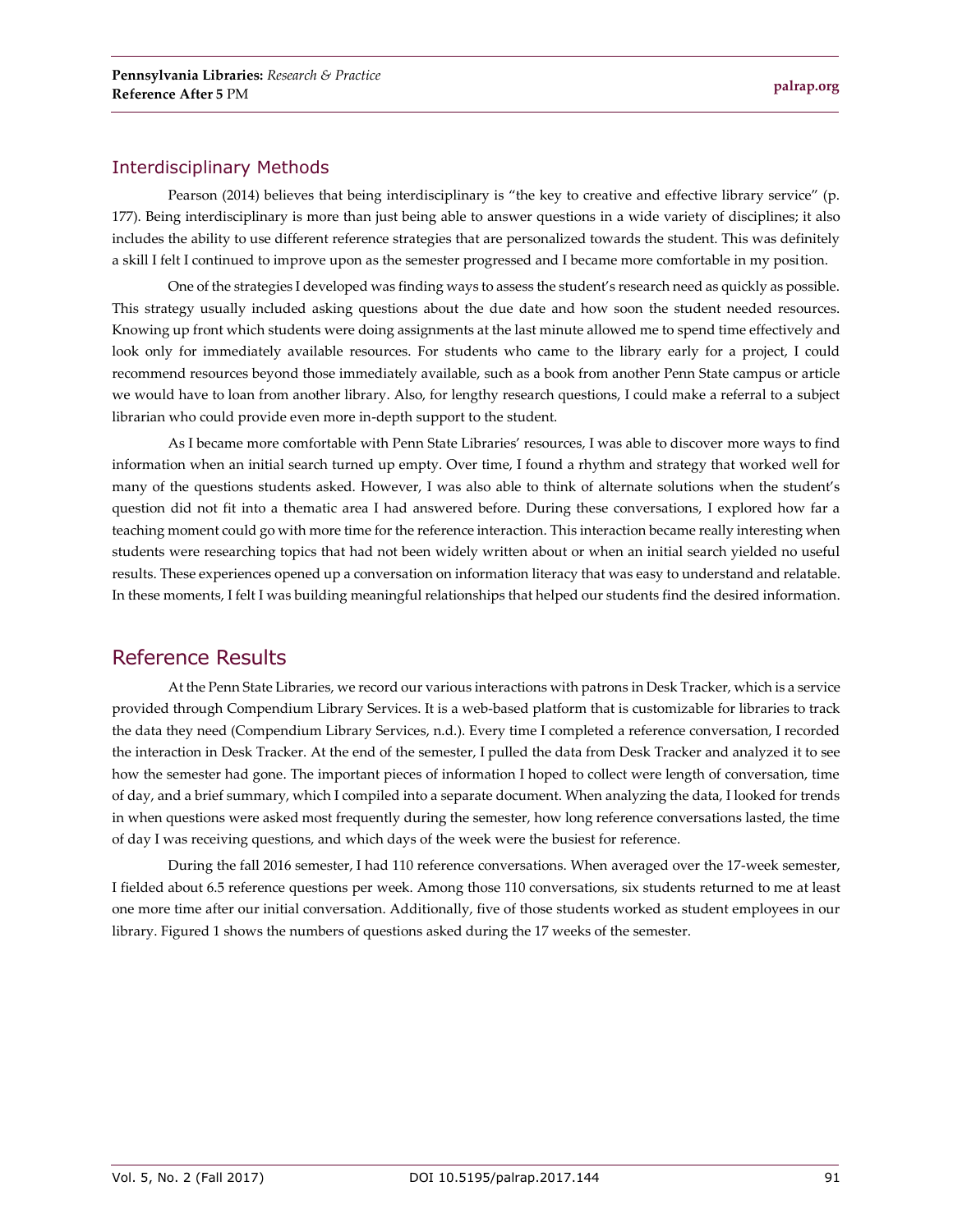## Interdisciplinary Methods

Pearson (2014) believes that being interdisciplinary is "the key to creative and effective library service" (p. 177). Being interdisciplinary is more than just being able to answer questions in a wide variety of disciplines; it also includes the ability to use different reference strategies that are personalized towards the student. This was definitely a skill I felt I continued to improve upon as the semester progressed and I became more comfortable in my position.

One of the strategies I developed was finding ways to assess the student's research need as quickly as possible. This strategy usually included asking questions about the due date and how soon the student needed resources. Knowing up front which students were doing assignments at the last minute allowed me to spend time effectively and look only for immediately available resources. For students who came to the library early for a project, I could recommend resources beyond those immediately available, such as a book from another Penn State campus or article we would have to loan from another library. Also, for lengthy research questions, I could make a referral to a subject librarian who could provide even more in-depth support to the student.

As I became more comfortable with Penn State Libraries' resources, I was able to discover more ways to find information when an initial search turned up empty. Over time, I found a rhythm and strategy that worked well for many of the questions students asked. However, I was also able to think of alternate solutions when the student's question did not fit into a thematic area I had answered before. During these conversations, I explored how far a teaching moment could go with more time for the reference interaction. This interaction became really interesting when students were researching topics that had not been widely written about or when an initial search yielded no useful results. These experiences opened up a conversation on information literacy that was easy to understand and relatable. In these moments, I felt I was building meaningful relationships that helped our students find the desired information.

# Reference Results

At the Penn State Libraries, we record our various interactions with patrons in Desk Tracker, which is a service provided through Compendium Library Services. It is a web-based platform that is customizable for libraries to track the data they need (Compendium Library Services, n.d.). Every time I completed a reference conversation, I recorded the interaction in Desk Tracker. At the end of the semester, I pulled the data from Desk Tracker and analyzed it to see how the semester had gone. The important pieces of information I hoped to collect were length of conversation, time of day, and a brief summary, which I compiled into a separate document. When analyzing the data, I looked for trends in when questions were asked most frequently during the semester, how long reference conversations lasted, the time of day I was receiving questions, and which days of the week were the busiest for reference.

During the fall 2016 semester, I had 110 reference conversations. When averaged over the 17-week semester, I fielded about 6.5 reference questions per week. Among those 110 conversations, six students returned to me at least one more time after our initial conversation. Additionally, five of those students worked as student employees in our library. Figured 1 shows the numbers of questions asked during the 17 weeks of the semester.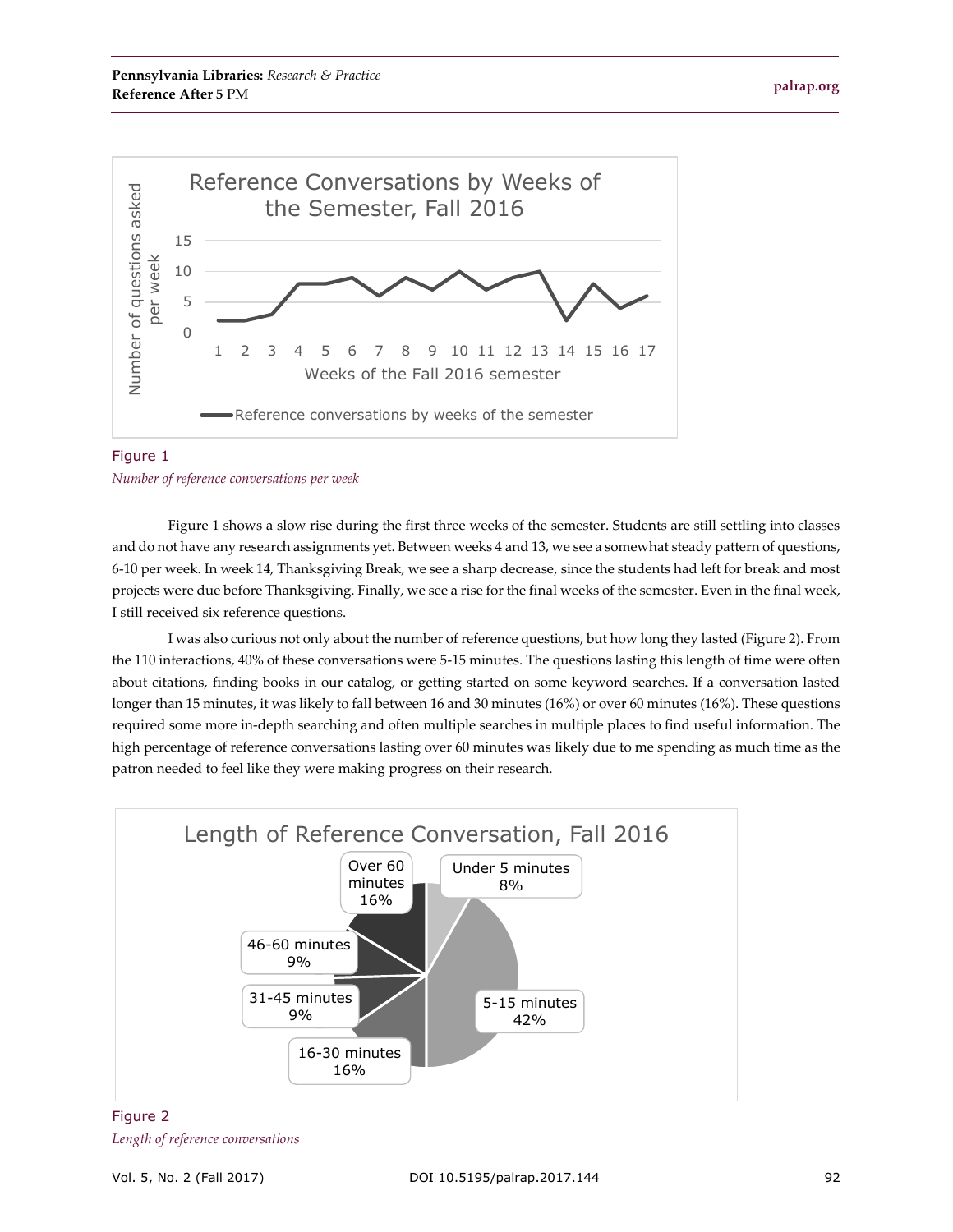Figure 1

*Number of reference conversations per week*

Figure 1 shows a slow rise during the first three weeks of the semester. Students are still settling into classes and do not have any research assignments yet. Between weeks 4 and 13, we see a somewhat steady pattern of questions, 6-10 per week. In week 14, Thanksgiving Break, we see a sharp decrease, since the students had left for break and most projects were due before Thanksgiving. Finally, we see a rise for the final weeks of the semester. Even in the final week, I still received six reference questions.

I was also curious not only about the number of reference questions, but how long they lasted (Figure 2). From the 110 interactions, 40% of these conversations were 5-15 minutes. The questions lasting this length of time were often about citations, finding books in our catalog, or getting started on some keyword searches. If a conversation lasted longer than 15 minutes, it was likely to fall between 16 and 30 minutes (16%) or over 60 minutes (16%). These questions required some more in-depth searching and often multiple searches in multiple places to find useful information. The high percentage of reference conversations lasting over 60 minutes was likely due to me spending as much time as the patron needed to feel like they were making progress on their research.

Figure 2

*Length of reference conversations*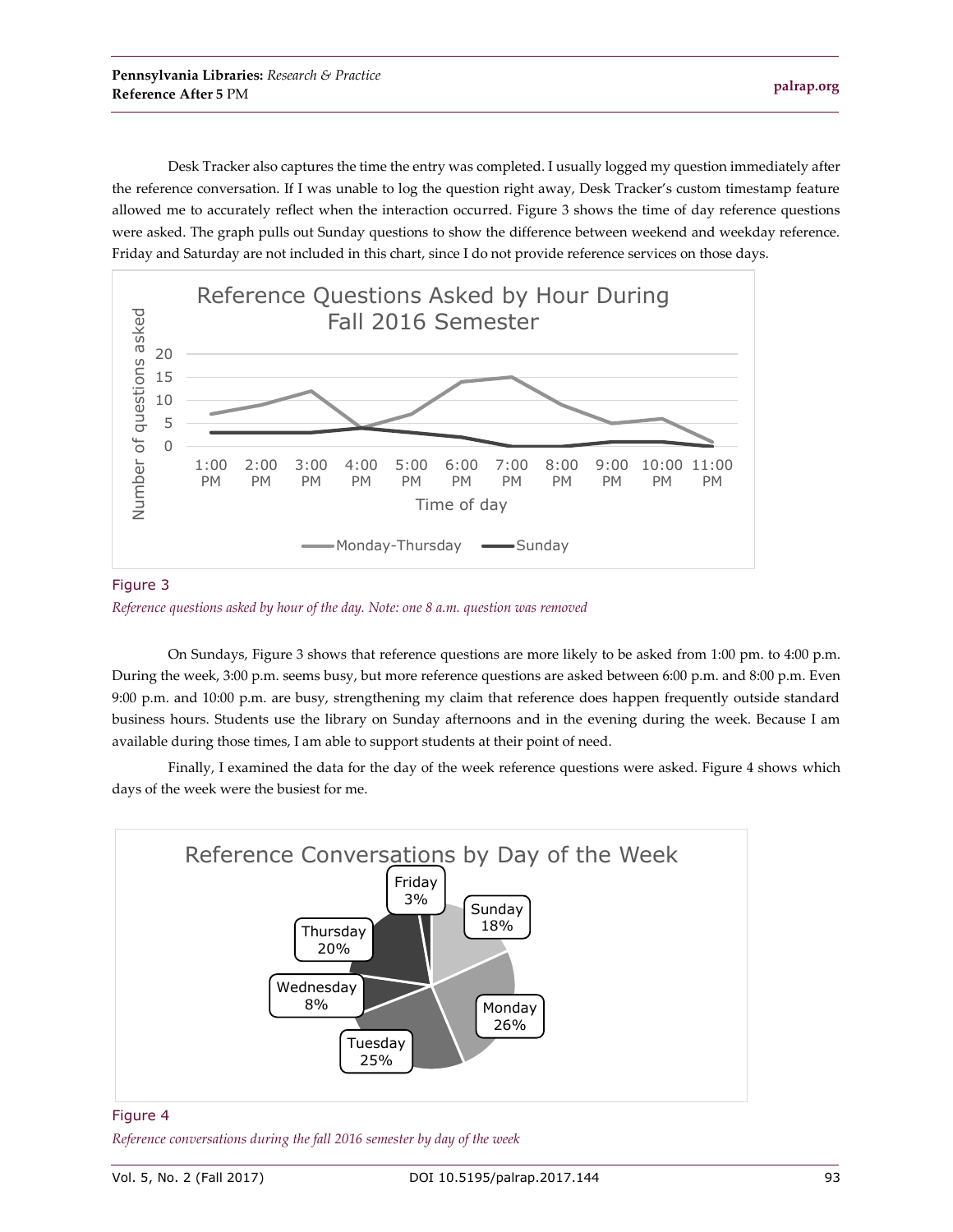Desk Tracker also captures the time the entry was completed. I usually logged my question immediately after the reference conversation. If I was unable to log the question right away, Desk Tracker's custom timestamp feature allowed me to accurately reflect when the interaction occurred. Figure 3 shows the time of day reference questions were asked. The graph pulls out Sunday questions to show the difference between weekend and weekday reference. Friday and Saturday are not included in this chart, since I do not provide reference services on those days.

Figure 3

*Reference questions asked by hour of the day. Note: one 8 a.m. question was removed*

On Sundays, Figure 3 shows that reference questions are more likely to be asked from 1:00 pm. to 4:00 p.m. During the week, 3:00 p.m. seems busy, but more reference questions are asked between 6:00 p.m. and 8:00 p.m. Even 9:00 p.m. and 10:00 p.m. are busy, strengthening my claim that reference does happen frequently outside standard business hours. Students use the library on Sunday afternoons and in the evening during the week. Because I am available during those times, I am able to support students at their point of need.

Finally, I examined the data for the day of the week reference questions were asked. Figure 4 shows which days of the week were the busiest for me.

Figure 4

*Reference conversations during the fall 2016 semester by day of the week*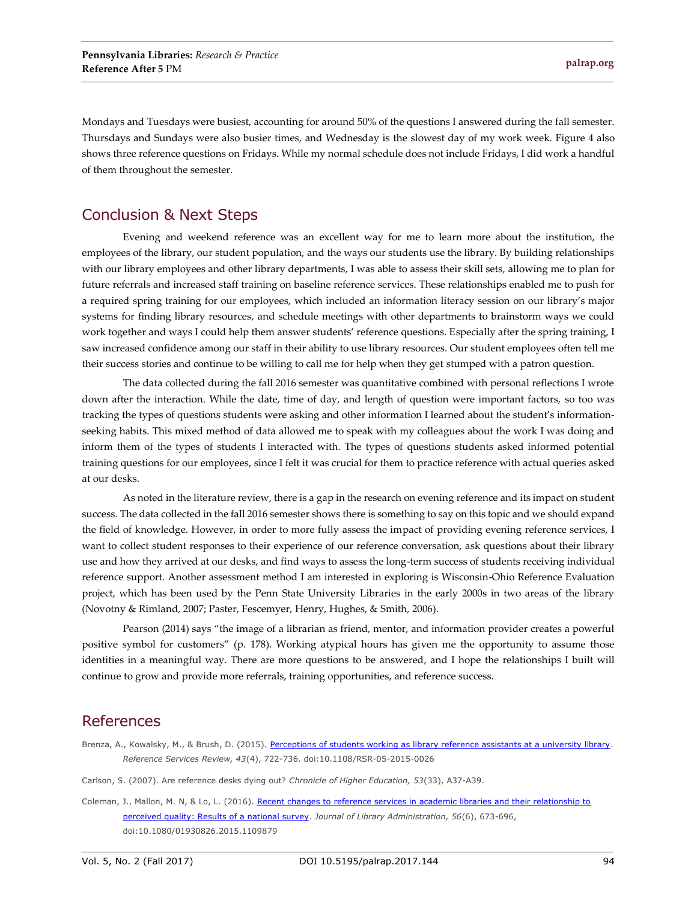Mondays and Tuesdays were busiest, accounting for around 50% of the questions I answered during the fall semester. Thursdays and Sundays were also busier times, and Wednesday is the slowest day of my work week. Figure 4 also shows three reference questions on Fridays. While my normal schedule does not include Fridays, I did work a handful of them throughout the semester.

## Conclusion & Next Steps

Evening and weekend reference was an excellent way for me to learn more about the institution, the employees of the library, our student population, and the ways our students use the library. By building relationships with our library employees and other library departments, I was able to assess their skill sets, allowing me to plan for future referrals and increased staff training on baseline reference services. These relationships enabled me to push for a required spring training for our employees, which included an information literacy session on our library's major systems for finding library resources, and schedule meetings with other departments to brainstorm ways we could work together and ways I could help them answer students' reference questions. Especially after the spring training, I saw increased confidence among our staff in their ability to use library resources. Our student employees often tell me their success stories and continue to be willing to call me for help when they get stumped with a patron question.

The data collected during the fall 2016 semester was quantitative combined with personal reflections I wrote down after the interaction. While the date, time of day, and length of question were important factors, so too was tracking the types of questions students were asking and other information I learned about the student's information-seeking habits. This mixed method of data allowed me to speak with my colleagues about the work I was doing and inform them of the types of students I interacted with. The types of questions students asked informed potential training questions for our employees, since I felt it was crucial for them to practice reference with actual queries asked at our desks.

As noted in the literature review, there is a gap in the research on evening reference and its impact on student success. The data collected in the fall 2016 semester shows there is something to say on this topic and we should expand the field of knowledge. However, in order to more fully assess the impact of providing evening reference services, I want to collect student responses to their experience of our reference conversation, ask questions about their library use and how they arrived at our desks, and find ways to assess the long-term success of students receiving individual reference support. Another assessment method I am interested in exploring is Wisconsin-Ohio Reference Evaluation project, which has been used by the Penn State University Libraries in the early 2000s in two areas of the library (Novotny & Rimland, 2007; Paster, Fescemyer, Henry, Hughes, & Smith, 2006).

Pearson (2014) says "the image of a librarian as friend, mentor, and information provider creates a powerful positive symbol for customers" (p. 178). Working atypical hours has given me the opportunity to assume those identities in a meaningful way. There are more questions to be answered, and I hope the relationships I built will continue to grow and provide more referrals, training opportunities, and reference success.

## References

Brenza, A., Kowalsky, M., & Brush, D. (2015). Perceptions of students working as library reference assistants at a university library. *Reference Services Review, 43*(4), 722-736. doi:10.1108/RSR-05-2015-0026

Carlson, S. (2007). Are reference desks dying out? *Chronicle of Higher Education, 53*(33), A37-A39.

Coleman, J., Mallon, M. N, & Lo, L. (2016). Recent changes to reference services in academic libraries and their relationship to perceived quality: Results of a national survey. *Journal of Library Administration, 56*(6), 673-696, doi:10.1080/01930826.2015.1109879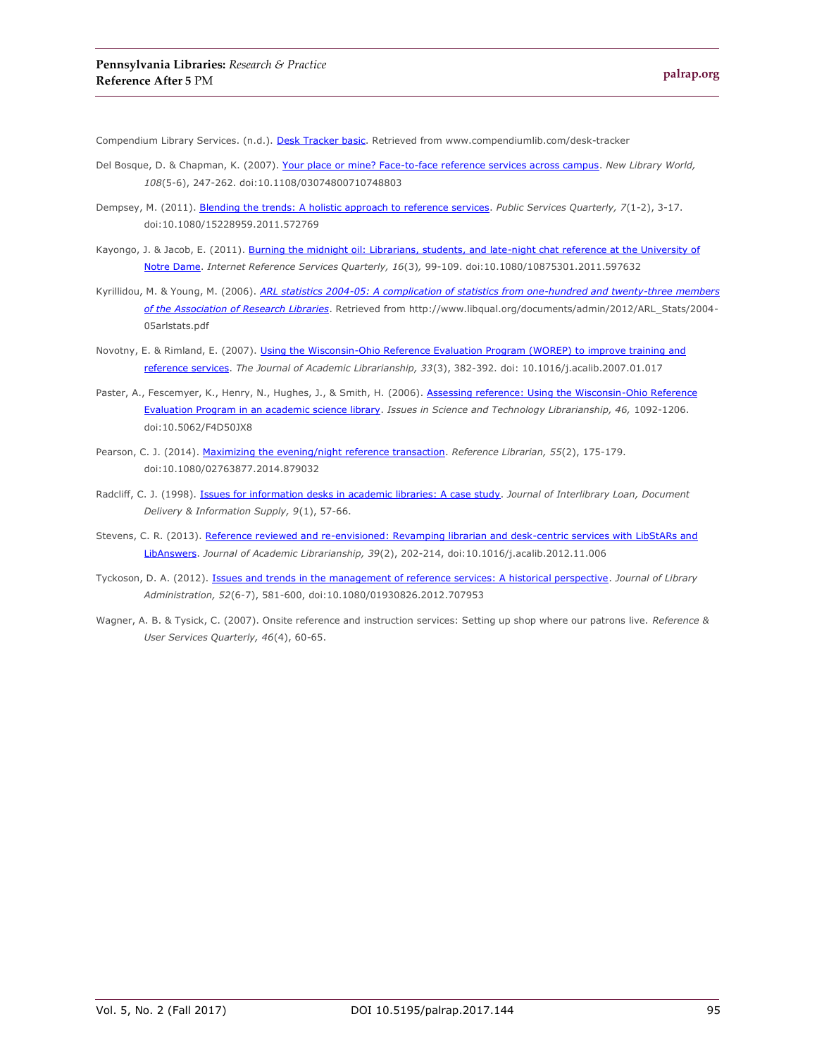Compendium Library Services. (n.d.). [Desk Tracker basic](). Retrieved from www.compendiumlib.com/desk-tracker

Del Bosque, D. & Chapman, K. (2007). [Your place or mine? Face-to-face reference services across campus](). *New Library World, 108*(5-6), 247-262. doi:10.1108/03074800710748803

Dempsey, M. (2011). [Blending the trends: A holistic approach to reference services](). *Public Services Quarterly, 7*(1-2), 3-17. doi:10.1080/15228959.2011.572769

Kayongo, J. & Jacob, E. (2011). [Burning the midnight oil: Librarians, students, and late-night chat reference at the University of Notre Dame](). *Internet Reference Services Quarterly, 16*(3), 99-109. doi:10.1080/10875301.2011.597632

Kyrillidou, M. & Young, M. (2006). [*ARL statistics 2004-05: A complication of statistics from one-hundred and twenty-three members of the Association of Research Libraries*](). Retrieved from http://www.libqual.org/documents/admin/2012/ARL_Stats/2004-05arlstats.pdf

Novotny, E. & Rimland, E. (2007). [Using the Wisconsin-Ohio Reference Evaluation Program (WOREP) to improve training and reference services](). *The Journal of Academic Librarianship, 33*(3), 382-392. doi: 10.1016/j.acalib.2007.01.017

Paster, A., Fescemyer, K., Henry, N., Hughes, J., & Smith, H. (2006). [Assessing reference: Using the Wisconsin-Ohio Reference Evaluation Program in an academic science library](). *Issues in Science and Technology Librarianship, 46,* 1092-1206. doi:10.5062/F4D50JX8

Pearson, C. J. (2014). [Maximizing the evening/night reference transaction](). *Reference Librarian, 55*(2), 175-179. doi:10.1080/02763877.2014.879032

Radcliff, C. J. (1998). [Issues for information desks in academic libraries: A case study](). *Journal of Interlibrary Loan, Document Delivery & Information Supply, 9*(1), 57-66.

Stevens, C. R. (2013). [Reference reviewed and re-envisioned: Revamping librarian and desk-centric services with LibStARs and LibAnswers](). *Journal of Academic Librarianship, 39*(2), 202-214, doi:10.1016/j.acalib.2012.11.006

Tyckoson, D. A. (2012). [Issues and trends in the management of reference services: A historical perspective](). *Journal of Library Administration, 52*(6-7), 581-600, doi:10.1080/01930826.2012.707953

Wagner, A. B. & Tysick, C. (2007). Onsite reference and instruction services: Setting up shop where our patrons live. *Reference & User Services Quarterly, 46*(4), 60-65.